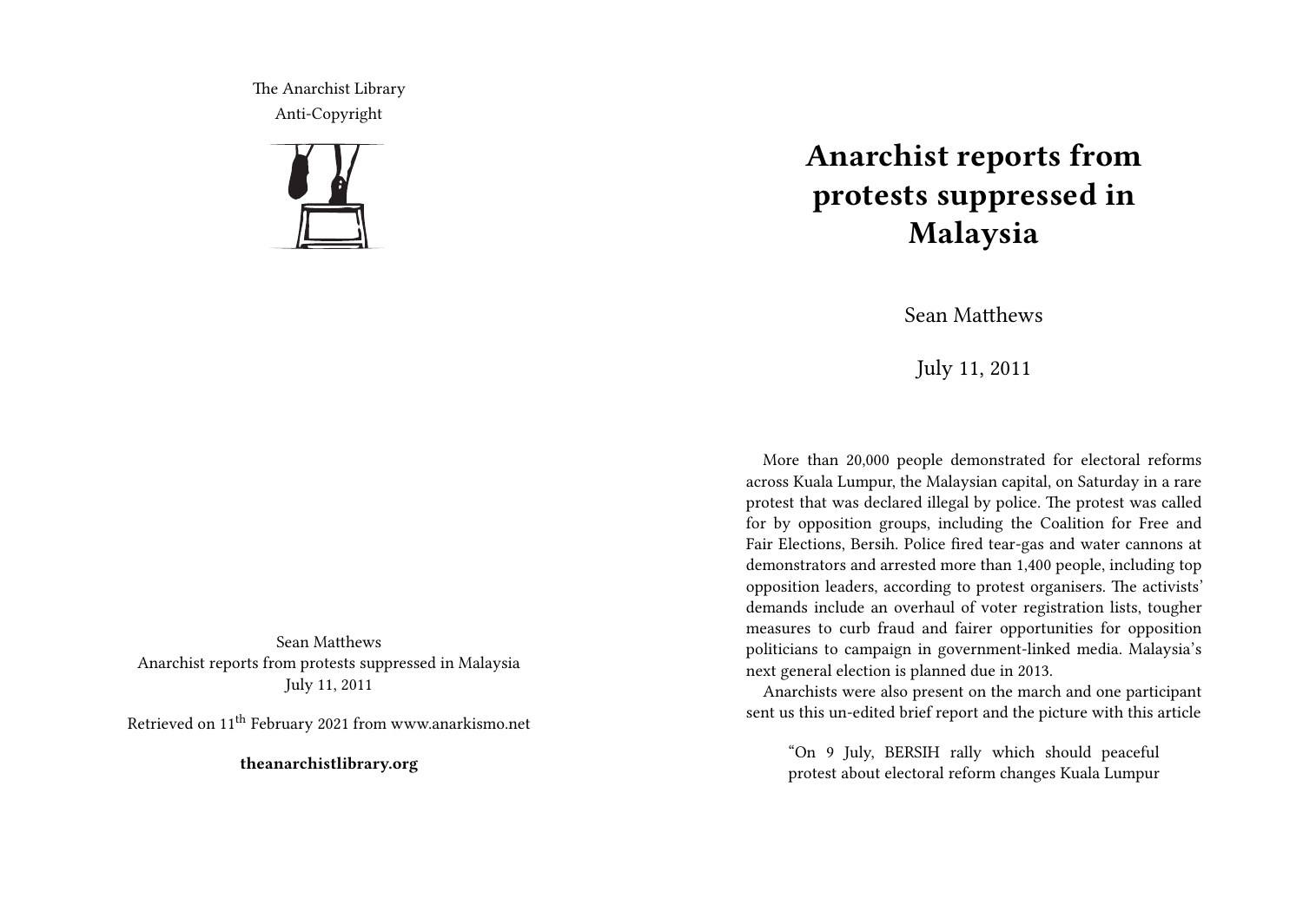The Anarchist Library
Anti-Copyright

Sean Matthews
Anarchist reports from protests suppressed in Malaysia
July 11, 2011

Retrieved on 11th February 2021 from www.anarkismo.net

**theanarchistlibrary.org**

# Anarchist reports from protests suppressed in Malaysia

Sean Matthews

July 11, 2011

More than 20,000 people demonstrated for electoral reforms across Kuala Lumpur, the Malaysian capital, on Saturday in a rare protest that was declared illegal by police. The protest was called for by opposition groups, including the Coalition for Free and Fair Elections, Bersih. Police fired tear-gas and water cannons at demonstrators and arrested more than 1,400 people, including top opposition leaders, according to protest organisers. The activists' demands include an overhaul of voter registration lists, tougher measures to curb fraud and fairer opportunities for opposition politicians to campaign in government-linked media. Malaysia's next general election is planned due in 2013.

Anarchists were also present on the march and one participant sent us this un-edited brief report and the picture with this article

> "On 9 July, BERSIH rally which should peaceful protest about electoral reform changes Kuala Lumpur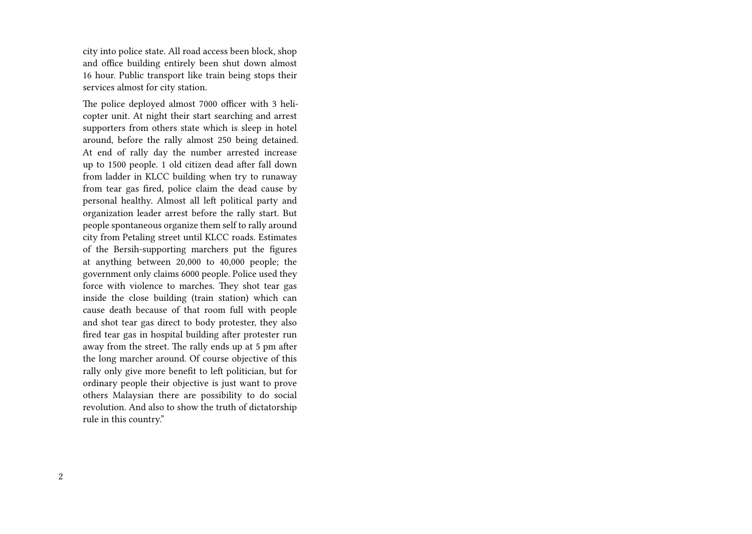city into police state. All road access been block, shop and office building entirely been shut down almost 16 hour. Public transport like train being stops their services almost for city station.

The police deployed almost 7000 officer with 3 helicopter unit. At night their start searching and arrest supporters from others state which is sleep in hotel around, before the rally almost 250 being detained. At end of rally day the number arrested increase up to 1500 people. 1 old citizen dead after fall down from ladder in KLCC building when try to runaway from tear gas fired, police claim the dead cause by personal healthy. Almost all left political party and organization leader arrest before the rally start. But people spontaneous organize them self to rally around city from Petaling street until KLCC roads. Estimates of the Bersih-supporting marchers put the figures at anything between 20,000 to 40,000 people; the government only claims 6000 people. Police used they force with violence to marches. They shot tear gas inside the close building (train station) which can cause death because of that room full with people and shot tear gas direct to body protester, they also fired tear gas in hospital building after protester run away from the street. The rally ends up at 5 pm after the long marcher around. Of course objective of this rally only give more benefit to left politician, but for ordinary people their objective is just want to prove others Malaysian there are possibility to do social revolution. And also to show the truth of dictatorship rule in this country."